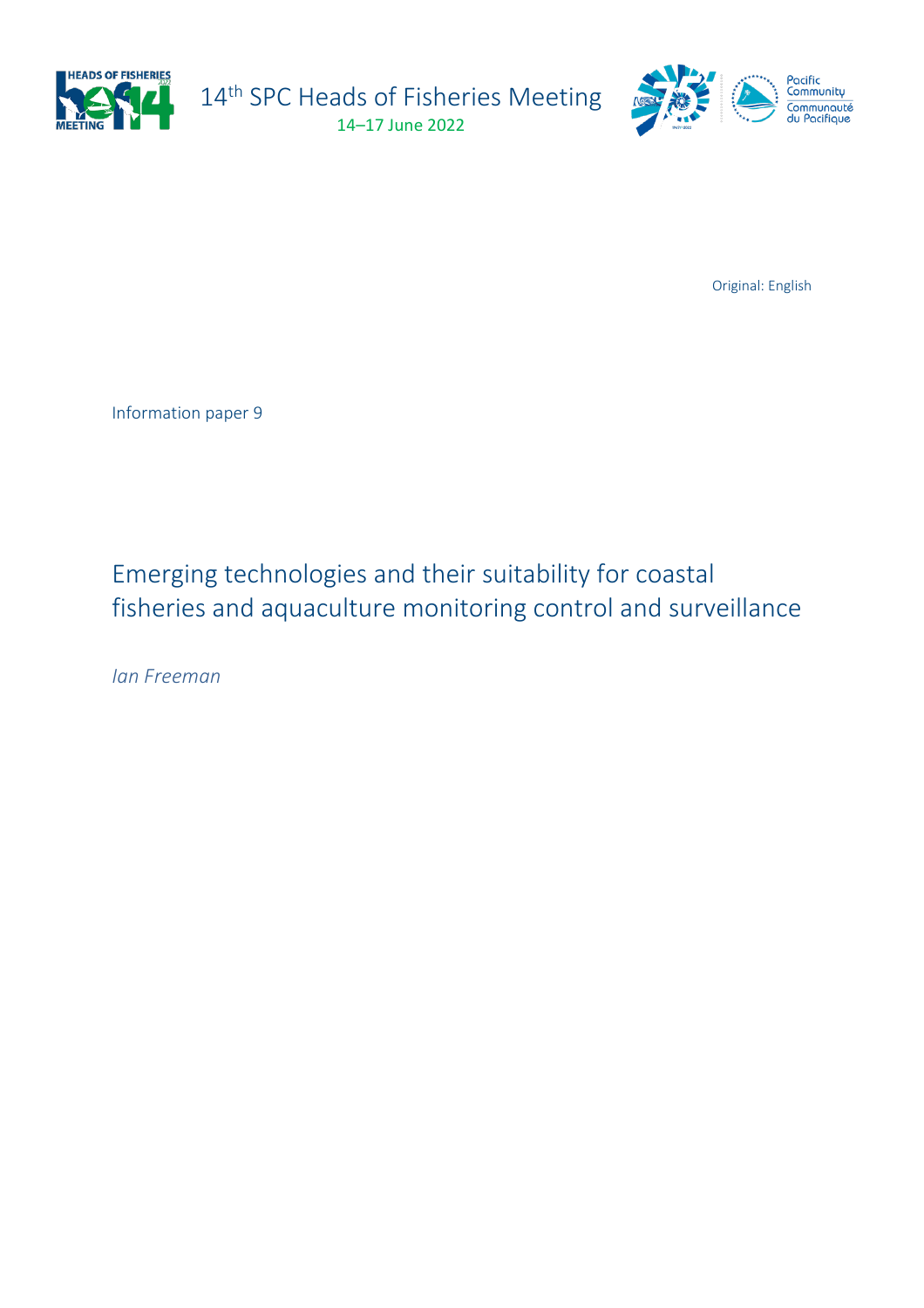14th SPC Heads of Fisheries Meeting
14–17 June 2022

Original: English

Information paper 9

# Emerging technologies and their suitability for coastal fisheries and aquaculture monitoring control and surveillance

*Ian Freeman*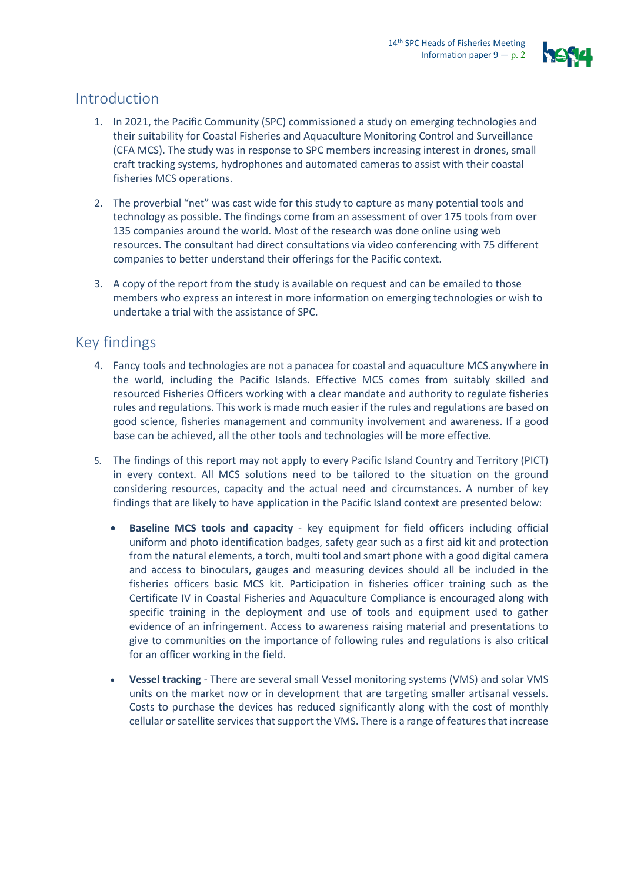## Introduction

1. In 2021, the Pacific Community (SPC) commissioned a study on emerging technologies and their suitability for Coastal Fisheries and Aquaculture Monitoring Control and Surveillance (CFA MCS). The study was in response to SPC members increasing interest in drones, small craft tracking systems, hydrophones and automated cameras to assist with their coastal fisheries MCS operations.

2. The proverbial "net" was cast wide for this study to capture as many potential tools and technology as possible. The findings come from an assessment of over 175 tools from over 135 companies around the world. Most of the research was done online using web resources. The consultant had direct consultations via video conferencing with 75 different companies to better understand their offerings for the Pacific context.

3. A copy of the report from the study is available on request and can be emailed to those members who express an interest in more information on emerging technologies or wish to undertake a trial with the assistance of SPC.

## Key findings

4. Fancy tools and technologies are not a panacea for coastal and aquaculture MCS anywhere in the world, including the Pacific Islands. Effective MCS comes from suitably skilled and resourced Fisheries Officers working with a clear mandate and authority to regulate fisheries rules and regulations. This work is made much easier if the rules and regulations are based on good science, fisheries management and community involvement and awareness. If a good base can be achieved, all the other tools and technologies will be more effective.

5. The findings of this report may not apply to every Pacific Island Country and Territory (PICT) in every context. All MCS solutions need to be tailored to the situation on the ground considering resources, capacity and the actual need and circumstances. A number of key findings that are likely to have application in the Pacific Island context are presented below:

   - **Baseline MCS tools and capacity** - key equipment for field officers including official uniform and photo identification badges, safety gear such as a first aid kit and protection from the natural elements, a torch, multi tool and smart phone with a good digital camera and access to binoculars, gauges and measuring devices should all be included in the fisheries officers basic MCS kit. Participation in fisheries officer training such as the Certificate IV in Coastal Fisheries and Aquaculture Compliance is encouraged along with specific training in the deployment and use of tools and equipment used to gather evidence of an infringement. Access to awareness raising material and presentations to give to communities on the importance of following rules and regulations is also critical for an officer working in the field.

   - **Vessel tracking** - There are several small Vessel monitoring systems (VMS) and solar VMS units on the market now or in development that are targeting smaller artisanal vessels. Costs to purchase the devices has reduced significantly along with the cost of monthly cellular or satellite services that support the VMS. There is a range of features that increase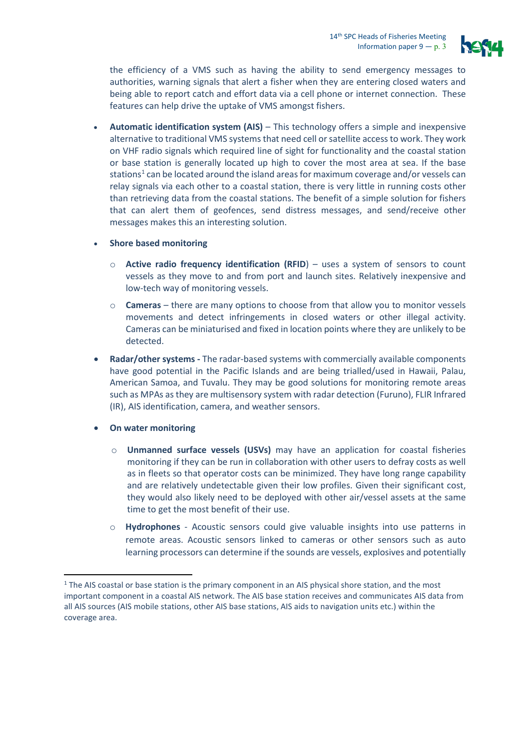the efficiency of a VMS such as having the ability to send emergency messages to authorities, warning signals that alert a fisher when they are entering closed waters and being able to report catch and effort data via a cell phone or internet connection. These features can help drive the uptake of VMS amongst fishers.

- **Automatic identification system (AIS)** – This technology offers a simple and inexpensive alternative to traditional VMS systems that need cell or satellite access to work. They work on VHF radio signals which required line of sight for functionality and the coastal station or base station is generally located up high to cover the most area at sea. If the base stations[1] can be located around the island areas for maximum coverage and/or vessels can relay signals via each other to a coastal station, there is very little in running costs other than retrieving data from the coastal stations. The benefit of a simple solution for fishers that can alert them of geofences, send distress messages, and send/receive other messages makes this an interesting solution.

- **Shore based monitoring**
  - **Active radio frequency identification (RFID**) – uses a system of sensors to count vessels as they move to and from port and launch sites. Relatively inexpensive and low-tech way of monitoring vessels.
  - **Cameras** – there are many options to choose from that allow you to monitor vessels movements and detect infringements in closed waters or other illegal activity. Cameras can be miniaturised and fixed in location points where they are unlikely to be detected.

- **Radar/other systems -** The radar-based systems with commercially available components have good potential in the Pacific Islands and are being trialled/used in Hawaii, Palau, American Samoa, and Tuvalu. They may be good solutions for monitoring remote areas such as MPAs as they are multisensory system with radar detection (Furuno), FLIR Infrared (IR), AIS identification, camera, and weather sensors.

- **On water monitoring**
  - **Unmanned surface vessels (USVs)** may have an application for coastal fisheries monitoring if they can be run in collaboration with other users to defray costs as well as in fleets so that operator costs can be minimized. They have long range capability and are relatively undetectable given their low profiles. Given their significant cost, they would also likely need to be deployed with other air/vessel assets at the same time to get the most benefit of their use.
  - **Hydrophones** - Acoustic sensors could give valuable insights into use patterns in remote areas. Acoustic sensors linked to cameras or other sensors such as auto learning processors can determine if the sounds are vessels, explosives and potentially

[1] The AIS coastal or base station is the primary component in an AIS physical shore station, and the most important component in a coastal AIS network. The AIS base station receives and communicates AIS data from all AIS sources (AIS mobile stations, other AIS base stations, AIS aids to navigation units etc.) within the coverage area.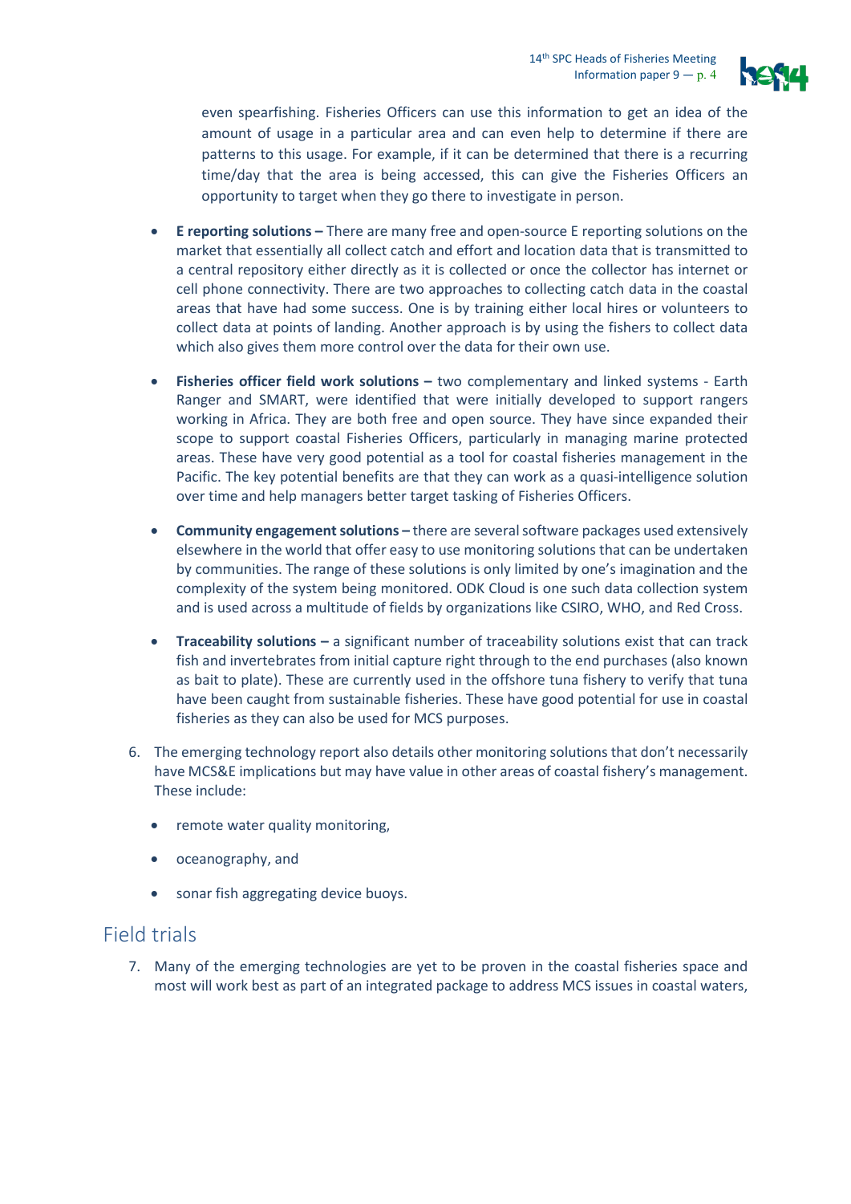even spearfishing. Fisheries Officers can use this information to get an idea of the amount of usage in a particular area and can even help to determine if there are patterns to this usage. For example, if it can be determined that there is a recurring time/day that the area is being accessed, this can give the Fisheries Officers an opportunity to target when they go there to investigate in person.

- **E reporting solutions –** There are many free and open-source E reporting solutions on the market that essentially all collect catch and effort and location data that is transmitted to a central repository either directly as it is collected or once the collector has internet or cell phone connectivity. There are two approaches to collecting catch data in the coastal areas that have had some success. One is by training either local hires or volunteers to collect data at points of landing. Another approach is by using the fishers to collect data which also gives them more control over the data for their own use.

- **Fisheries officer field work solutions –** two complementary and linked systems - Earth Ranger and SMART, were identified that were initially developed to support rangers working in Africa. They are both free and open source. They have since expanded their scope to support coastal Fisheries Officers, particularly in managing marine protected areas. These have very good potential as a tool for coastal fisheries management in the Pacific. The key potential benefits are that they can work as a quasi-intelligence solution over time and help managers better target tasking of Fisheries Officers.

- **Community engagement solutions –** there are several software packages used extensively elsewhere in the world that offer easy to use monitoring solutions that can be undertaken by communities. The range of these solutions is only limited by one's imagination and the complexity of the system being monitored. ODK Cloud is one such data collection system and is used across a multitude of fields by organizations like CSIRO, WHO, and Red Cross.

- **Traceability solutions –** a significant number of traceability solutions exist that can track fish and invertebrates from initial capture right through to the end purchases (also known as bait to plate). These are currently used in the offshore tuna fishery to verify that tuna have been caught from sustainable fisheries. These have good potential for use in coastal fisheries as they can also be used for MCS purposes.

6. The emerging technology report also details other monitoring solutions that don't necessarily have MCS&E implications but may have value in other areas of coastal fishery's management. These include:

   - remote water quality monitoring,
   - oceanography, and
   - sonar fish aggregating device buoys.

## Field trials

7. Many of the emerging technologies are yet to be proven in the coastal fisheries space and most will work best as part of an integrated package to address MCS issues in coastal waters,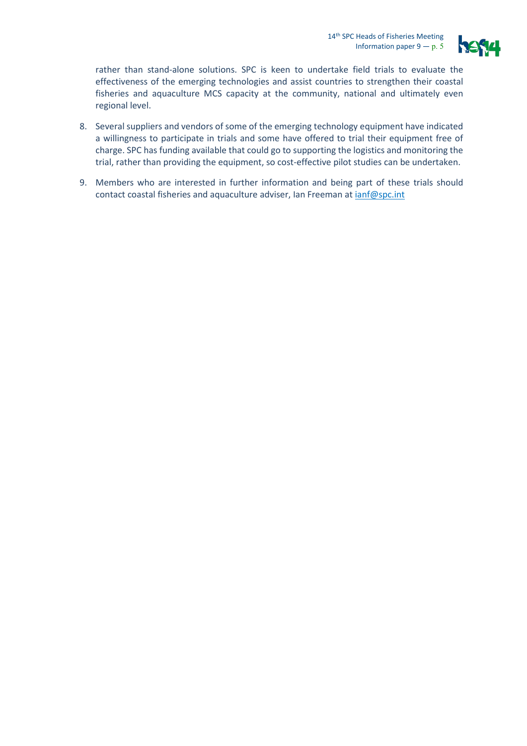rather than stand-alone solutions. SPC is keen to undertake field trials to evaluate the effectiveness of the emerging technologies and assist countries to strengthen their coastal fisheries and aquaculture MCS capacity at the community, national and ultimately even regional level.

8. Several suppliers and vendors of some of the emerging technology equipment have indicated a willingness to participate in trials and some have offered to trial their equipment free of charge. SPC has funding available that could go to supporting the logistics and monitoring the trial, rather than providing the equipment, so cost-effective pilot studies can be undertaken.

9. Members who are interested in further information and being part of these trials should contact coastal fisheries and aquaculture adviser, Ian Freeman at ianf@spc.int